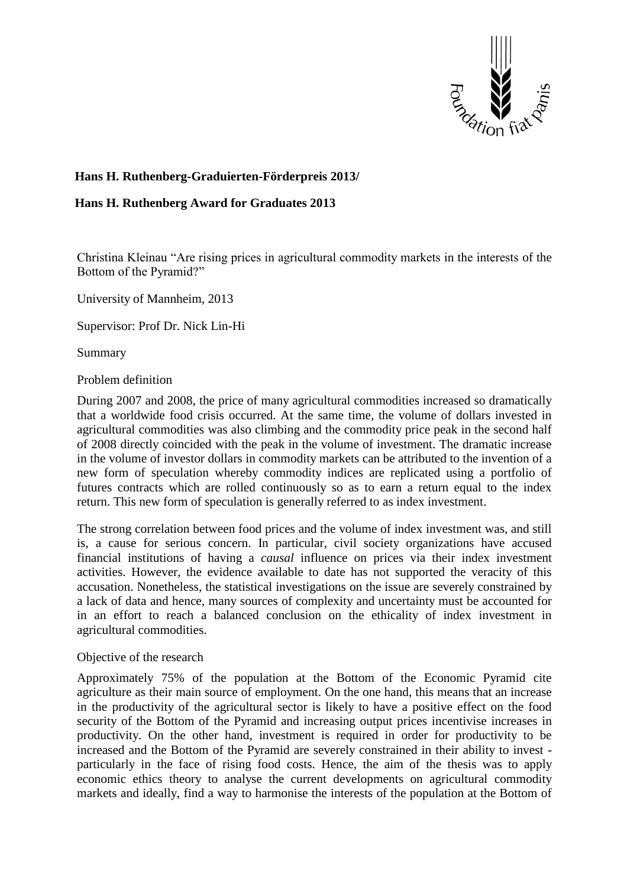**Hans H. Ruthenberg-Graduierten-Förderpreis 2013/**

**Hans H. Ruthenberg Award for Graduates 2013**

Christina Kleinau "Are rising prices in agricultural commodity markets in the interests of the Bottom of the Pyramid?"

University of Mannheim, 2013

Supervisor: Prof Dr. Nick Lin-Hi

Summary

Problem definition

During 2007 and 2008, the price of many agricultural commodities increased so dramatically that a worldwide food crisis occurred. At the same time, the volume of dollars invested in agricultural commodities was also climbing and the commodity price peak in the second half of 2008 directly coincided with the peak in the volume of investment. The dramatic increase in the volume of investor dollars in commodity markets can be attributed to the invention of a new form of speculation whereby commodity indices are replicated using a portfolio of futures contracts which are rolled continuously so as to earn a return equal to the index return. This new form of speculation is generally referred to as index investment.

The strong correlation between food prices and the volume of index investment was, and still is, a cause for serious concern. In particular, civil society organizations have accused financial institutions of having a *causal* influence on prices via their index investment activities. However, the evidence available to date has not supported the veracity of this accusation. Nonetheless, the statistical investigations on the issue are severely constrained by a lack of data and hence, many sources of complexity and uncertainty must be accounted for in an effort to reach a balanced conclusion on the ethicality of index investment in agricultural commodities.

Objective of the research

Approximately 75% of the population at the Bottom of the Economic Pyramid cite agriculture as their main source of employment. On the one hand, this means that an increase in the productivity of the agricultural sector is likely to have a positive effect on the food security of the Bottom of the Pyramid and increasing output prices incentivise increases in productivity. On the other hand, investment is required in order for productivity to be increased and the Bottom of the Pyramid are severely constrained in their ability to invest - particularly in the face of rising food costs. Hence, the aim of the thesis was to apply economic ethics theory to analyse the current developments on agricultural commodity markets and ideally, find a way to harmonise the interests of the population at the Bottom of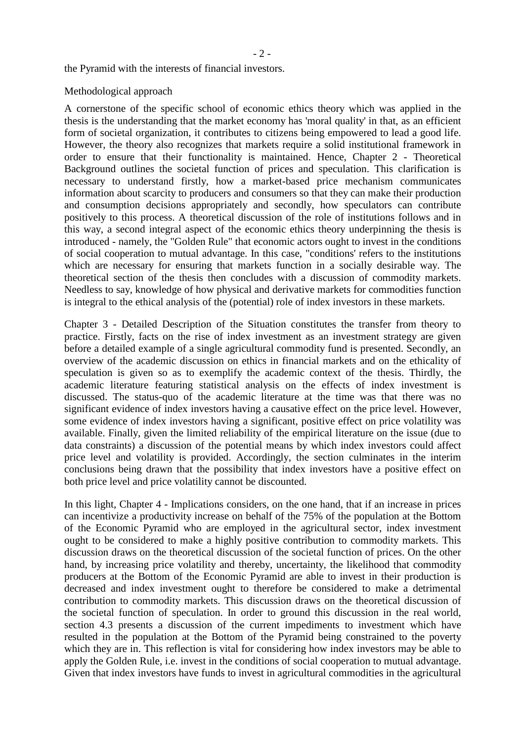the Pyramid with the interests of financial investors.

Methodological approach

A cornerstone of the specific school of economic ethics theory which was applied in the thesis is the understanding that the market economy has 'moral quality' in that, as an efficient form of societal organization, it contributes to citizens being empowered to lead a good life. However, the theory also recognizes that markets require a solid institutional framework in order to ensure that their functionality is maintained. Hence, Chapter 2 - Theoretical Background outlines the societal function of prices and speculation. This clarification is necessary to understand firstly, how a market-based price mechanism communicates information about scarcity to producers and consumers so that they can make their production and consumption decisions appropriately and secondly, how speculators can contribute positively to this process. A theoretical discussion of the role of institutions follows and in this way, a second integral aspect of the economic ethics theory underpinning the thesis is introduced - namely, the "Golden Rule" that economic actors ought to invest in the conditions of social cooperation to mutual advantage. In this case, "conditions' refers to the institutions which are necessary for ensuring that markets function in a socially desirable way. The theoretical section of the thesis then concludes with a discussion of commodity markets. Needless to say, knowledge of how physical and derivative markets for commodities function is integral to the ethical analysis of the (potential) role of index investors in these markets.

Chapter 3 - Detailed Description of the Situation constitutes the transfer from theory to practice. Firstly, facts on the rise of index investment as an investment strategy are given before a detailed example of a single agricultural commodity fund is presented. Secondly, an overview of the academic discussion on ethics in financial markets and on the ethicality of speculation is given so as to exemplify the academic context of the thesis. Thirdly, the academic literature featuring statistical analysis on the effects of index investment is discussed. The status-quo of the academic literature at the time was that there was no significant evidence of index investors having a causative effect on the price level. However, some evidence of index investors having a significant, positive effect on price volatility was available. Finally, given the limited reliability of the empirical literature on the issue (due to data constraints) a discussion of the potential means by which index investors could affect price level and volatility is provided. Accordingly, the section culminates in the interim conclusions being drawn that the possibility that index investors have a positive effect on both price level and price volatility cannot be discounted.

In this light, Chapter 4 - Implications considers, on the one hand, that if an increase in prices can incentivize a productivity increase on behalf of the 75% of the population at the Bottom of the Economic Pyramid who are employed in the agricultural sector, index investment ought to be considered to make a highly positive contribution to commodity markets. This discussion draws on the theoretical discussion of the societal function of prices. On the other hand, by increasing price volatility and thereby, uncertainty, the likelihood that commodity producers at the Bottom of the Economic Pyramid are able to invest in their production is decreased and index investment ought to therefore be considered to make a detrimental contribution to commodity markets. This discussion draws on the theoretical discussion of the societal function of speculation. In order to ground this discussion in the real world, section 4.3 presents a discussion of the current impediments to investment which have resulted in the population at the Bottom of the Pyramid being constrained to the poverty which they are in. This reflection is vital for considering how index investors may be able to apply the Golden Rule, i.e. invest in the conditions of social cooperation to mutual advantage. Given that index investors have funds to invest in agricultural commodities in the agricultural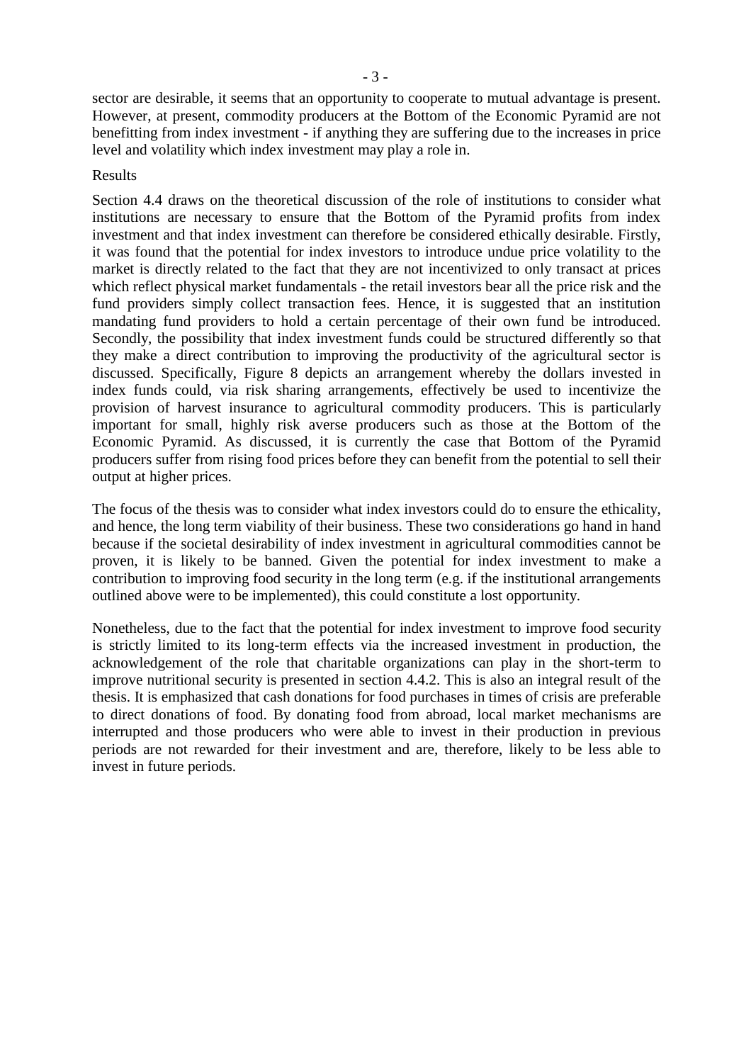sector are desirable, it seems that an opportunity to cooperate to mutual advantage is present. However, at present, commodity producers at the Bottom of the Economic Pyramid are not benefitting from index investment - if anything they are suffering due to the increases in price level and volatility which index investment may play a role in.

Results

Section 4.4 draws on the theoretical discussion of the role of institutions to consider what institutions are necessary to ensure that the Bottom of the Pyramid profits from index investment and that index investment can therefore be considered ethically desirable. Firstly, it was found that the potential for index investors to introduce undue price volatility to the market is directly related to the fact that they are not incentivized to only transact at prices which reflect physical market fundamentals - the retail investors bear all the price risk and the fund providers simply collect transaction fees. Hence, it is suggested that an institution mandating fund providers to hold a certain percentage of their own fund be introduced. Secondly, the possibility that index investment funds could be structured differently so that they make a direct contribution to improving the productivity of the agricultural sector is discussed. Specifically, Figure 8 depicts an arrangement whereby the dollars invested in index funds could, via risk sharing arrangements, effectively be used to incentivize the provision of harvest insurance to agricultural commodity producers. This is particularly important for small, highly risk averse producers such as those at the Bottom of the Economic Pyramid. As discussed, it is currently the case that Bottom of the Pyramid producers suffer from rising food prices before they can benefit from the potential to sell their output at higher prices.

The focus of the thesis was to consider what index investors could do to ensure the ethicality, and hence, the long term viability of their business. These two considerations go hand in hand because if the societal desirability of index investment in agricultural commodities cannot be proven, it is likely to be banned. Given the potential for index investment to make a contribution to improving food security in the long term (e.g. if the institutional arrangements outlined above were to be implemented), this could constitute a lost opportunity.

Nonetheless, due to the fact that the potential for index investment to improve food security is strictly limited to its long-term effects via the increased investment in production, the acknowledgement of the role that charitable organizations can play in the short-term to improve nutritional security is presented in section 4.4.2. This is also an integral result of the thesis. It is emphasized that cash donations for food purchases in times of crisis are preferable to direct donations of food. By donating food from abroad, local market mechanisms are interrupted and those producers who were able to invest in their production in previous periods are not rewarded for their investment and are, therefore, likely to be less able to invest in future periods.